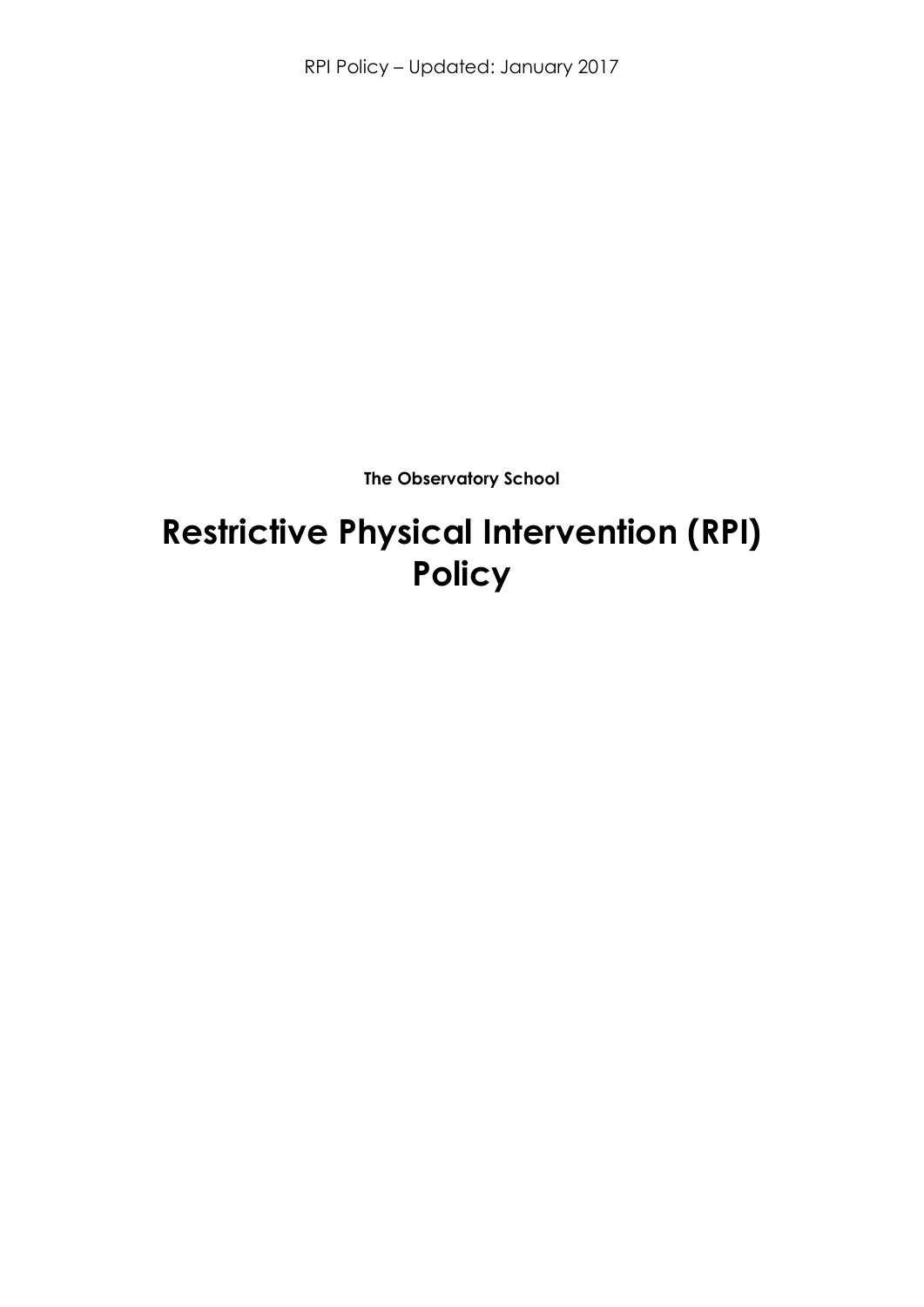**The Observatory School**

# Restrictive Physical Intervention (RPI) Policy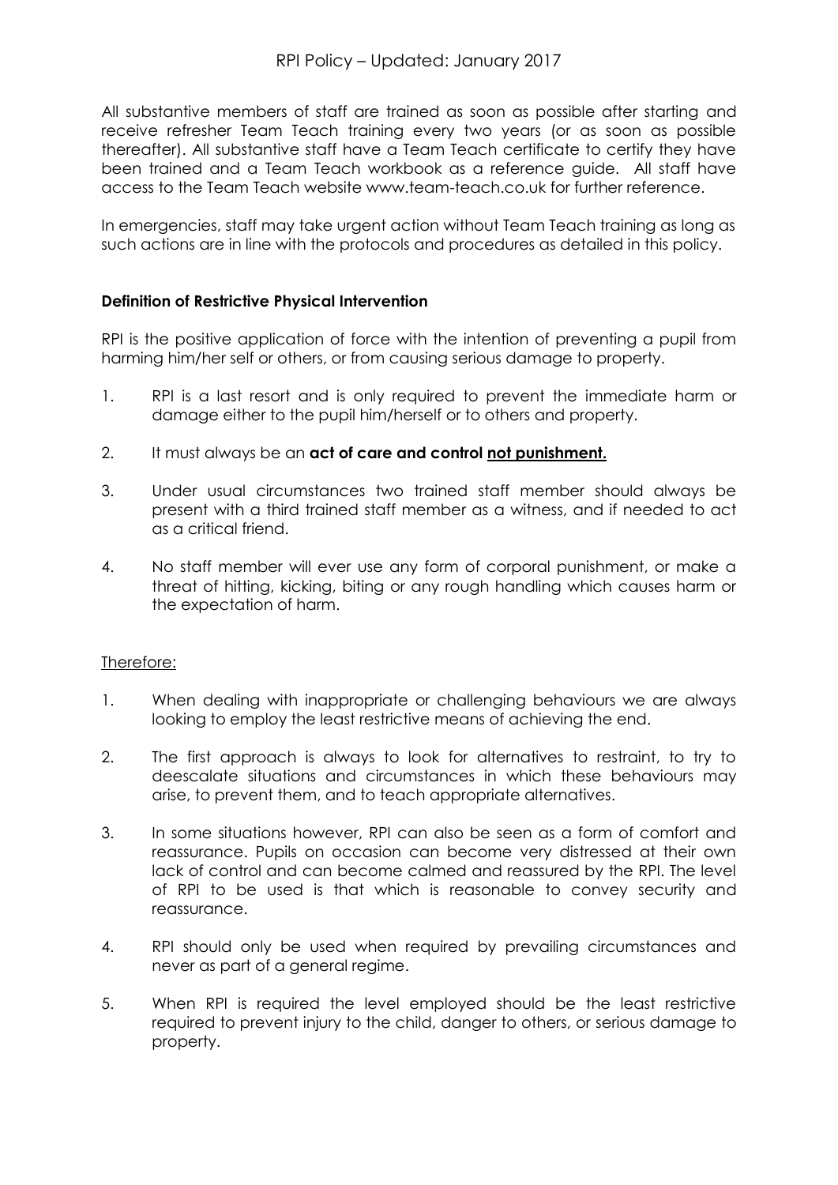All substantive members of staff are trained as soon as possible after starting and receive refresher Team Teach training every two years (or as soon as possible thereafter). All substantive staff have a Team Teach certificate to certify they have been trained and a Team Teach workbook as a reference guide. All staff have access to the Team Teach website www.team-teach.co.uk for further reference.

In emergencies, staff may take urgent action without Team Teach training as long as such actions are in line with the protocols and procedures as detailed in this policy.

**Definition of Restrictive Physical Intervention**

RPI is the positive application of force with the intention of preventing a pupil from harming him/her self or others, or from causing serious damage to property.

1. RPI is a last resort and is only required to prevent the immediate harm or damage either to the pupil him/herself or to others and property.
2. It must always be an **act of care and control <u>not punishment.</u>**
3. Under usual circumstances two trained staff member should always be present with a third trained staff member as a witness, and if needed to act as a critical friend.
4. No staff member will ever use any form of corporal punishment, or make a threat of hitting, kicking, biting or any rough handling which causes harm or the expectation of harm.

<u>Therefore:</u>

1. When dealing with inappropriate or challenging behaviours we are always looking to employ the least restrictive means of achieving the end.
2. The first approach is always to look for alternatives to restraint, to try to deescalate situations and circumstances in which these behaviours may arise, to prevent them, and to teach appropriate alternatives.
3. In some situations however, RPI can also be seen as a form of comfort and reassurance. Pupils on occasion can become very distressed at their own lack of control and can become calmed and reassured by the RPI. The level of RPI to be used is that which is reasonable to convey security and reassurance.
4. RPI should only be used when required by prevailing circumstances and never as part of a general regime.
5. When RPI is required the level employed should be the least restrictive required to prevent injury to the child, danger to others, or serious damage to property.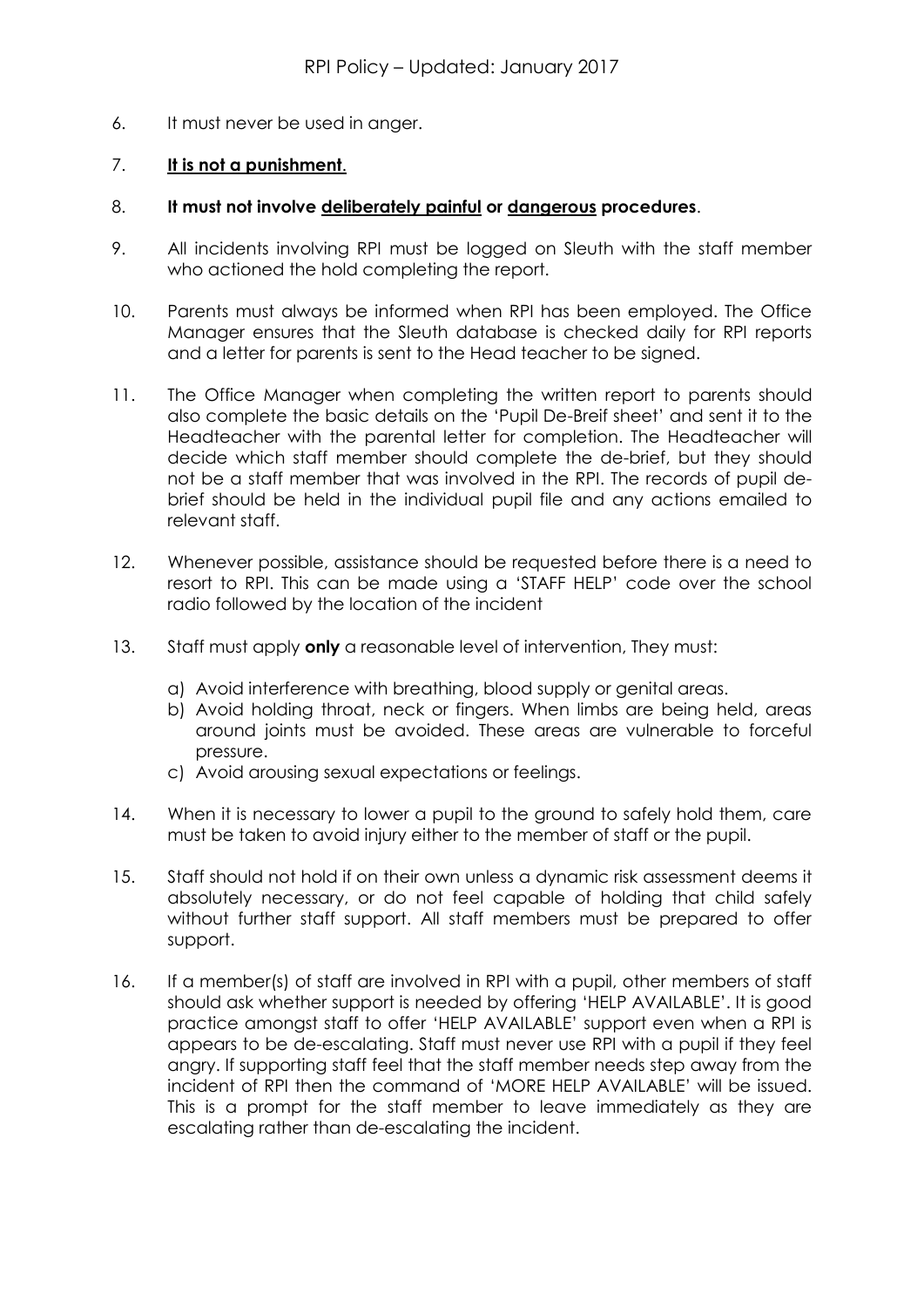6. It must never be used in anger.

7. **<u>It is not a punishment</u>**.

8. **It must not involve <u>deliberately painful</u> or <u>dangerous</u> procedures**.

9. All incidents involving RPI must be logged on Sleuth with the staff member who actioned the hold completing the report.

10. Parents must always be informed when RPI has been employed. The Office Manager ensures that the Sleuth database is checked daily for RPI reports and a letter for parents is sent to the Head teacher to be signed.

11. The Office Manager when completing the written report to parents should also complete the basic details on the 'Pupil De-Breif sheet' and sent it to the Headteacher with the parental letter for completion. The Headteacher will decide which staff member should complete the de-brief, but they should not be a staff member that was involved in the RPI. The records of pupil de-brief should be held in the individual pupil file and any actions emailed to relevant staff.

12. Whenever possible, assistance should be requested before there is a need to resort to RPI. This can be made using a 'STAFF HELP' code over the school radio followed by the location of the incident

13. Staff must apply **only** a reasonable level of intervention, They must:

    a) Avoid interference with breathing, blood supply or genital areas.
    b) Avoid holding throat, neck or fingers. When limbs are being held, areas around joints must be avoided. These areas are vulnerable to forceful pressure.
    c) Avoid arousing sexual expectations or feelings.

14. When it is necessary to lower a pupil to the ground to safely hold them, care must be taken to avoid injury either to the member of staff or the pupil.

15. Staff should not hold if on their own unless a dynamic risk assessment deems it absolutely necessary, or do not feel capable of holding that child safely without further staff support. All staff members must be prepared to offer support.

16. If a member(s) of staff are involved in RPI with a pupil, other members of staff should ask whether support is needed by offering 'HELP AVAILABLE'. It is good practice amongst staff to offer 'HELP AVAILABLE' support even when a RPI is appears to be de-escalating. Staff must never use RPI with a pupil if they feel angry. If supporting staff feel that the staff member needs step away from the incident of RPI then the command of 'MORE HELP AVAILABLE' will be issued. This is a prompt for the staff member to leave immediately as they are escalating rather than de-escalating the incident.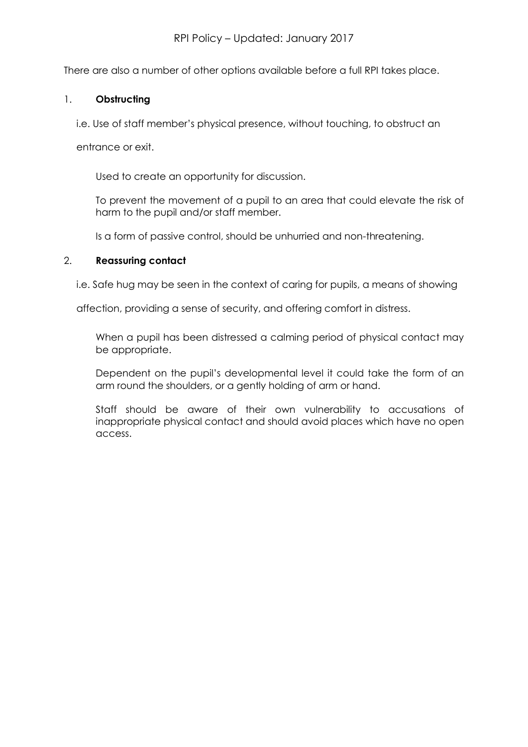There are also a number of other options available before a full RPI takes place.

1. **Obstructing**

   i.e. Use of staff member's physical presence, without touching, to obstruct an entrance or exit.

   Used to create an opportunity for discussion.

   To prevent the movement of a pupil to an area that could elevate the risk of harm to the pupil and/or staff member.

   Is a form of passive control, should be unhurried and non-threatening.

2. **Reassuring contact**

   i.e. Safe hug may be seen in the context of caring for pupils, a means of showing affection, providing a sense of security, and offering comfort in distress.

   When a pupil has been distressed a calming period of physical contact may be appropriate.

   Dependent on the pupil's developmental level it could take the form of an arm round the shoulders, or a gently holding of arm or hand.

   Staff should be aware of their own vulnerability to accusations of inappropriate physical contact and should avoid places which have no open access.